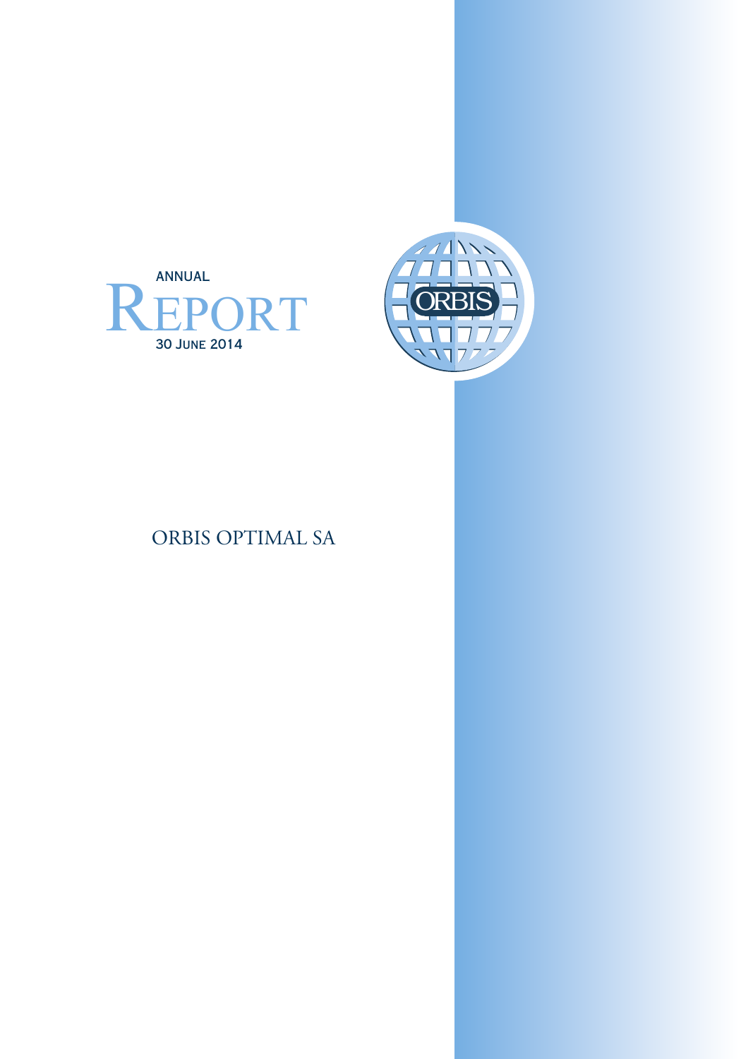ANNUAL

# REPORT

30 JUNE 2014

ORBIS

## ORBIS OPTIMAL SA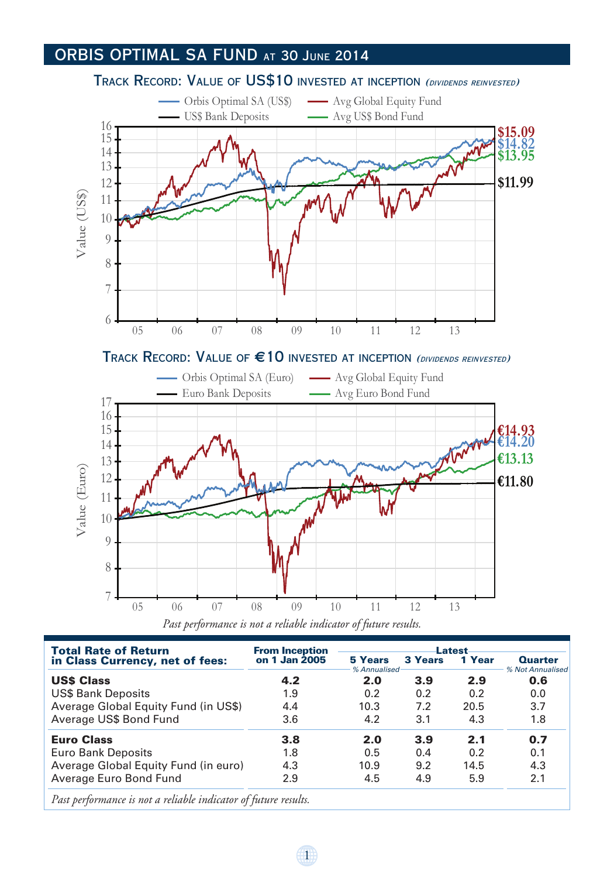# ORBIS OPTIMAL SA FUND AT 30 JUNE 2014

## Track Record: Value of US$10 invested at inception *(dividends reinvested)*

Orbis Optimal SA (US$) — Avg Global Equity Fund — US$ Bank Deposits — Avg US$ Bond Fund

Value (US$)

$15.09 $14.82 $13.95 $11.99

## Track Record: Value of €10 invested at inception *(dividends reinvested)*

Orbis Optimal SA (Euro) — Avg Global Equity Fund — Euro Bank Deposits — Avg Euro Bond Fund

Value (Euro)

€14.93 €14.20 €13.13 €11.80

*Past performance is not a reliable indicator of future results.*

| Total Rate of Return in Class Currency, net of fees: | From Inception on 1 Jan 2005 | Latest 5 Years | 3 Years | 1 Year | Quarter |
|---|---|---|---|---|---|
| | | % Annualised | | | % Not Annualised |
| **US$ Class** | **4.2** | **2.0** | **3.9** | **2.9** | **0.6** |
| US$ Bank Deposits | 1.9 | 0.2 | 0.2 | 0.2 | 0.0 |
| Average Global Equity Fund (in US$) | 4.4 | 10.3 | 7.2 | 20.5 | 3.7 |
| Average US$ Bond Fund | 3.6 | 4.2 | 3.1 | 4.3 | 1.8 |
| **Euro Class** | **3.8** | **2.0** | **3.9** | **2.1** | **0.7** |
| Euro Bank Deposits | 1.8 | 0.5 | 0.4 | 0.2 | 0.1 |
| Average Global Equity Fund (in euro) | 4.3 | 10.9 | 9.2 | 14.5 | 4.3 |
| Average Euro Bond Fund | 2.9 | 4.5 | 4.9 | 5.9 | 2.1 |

*Past performance is not a reliable indicator of future results.*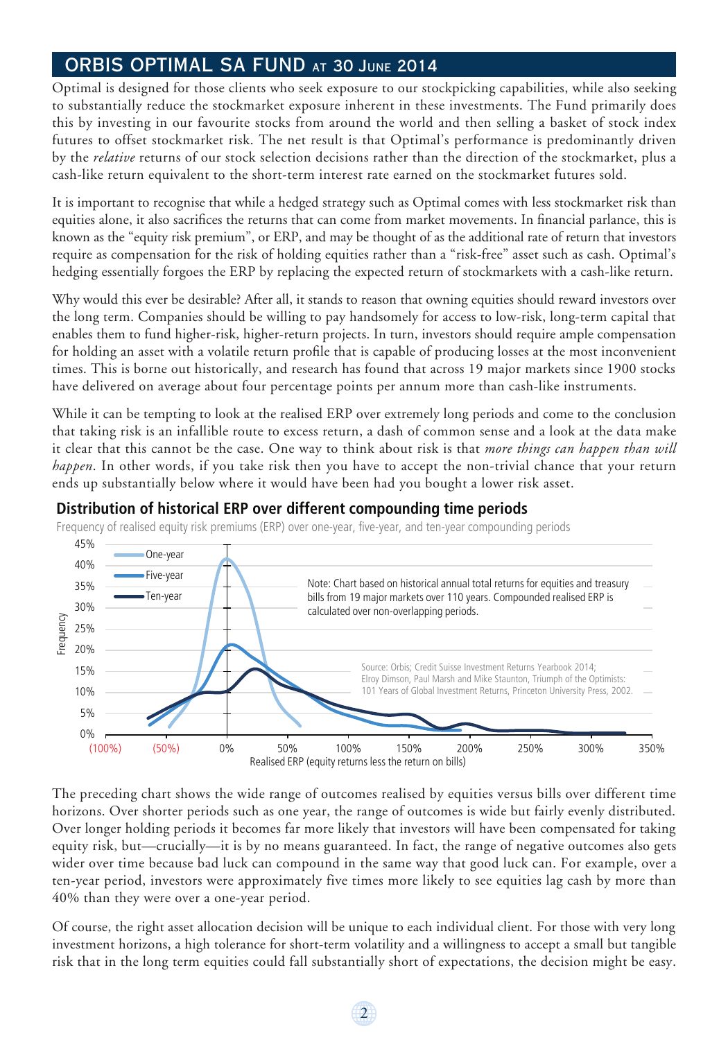## ORBIS OPTIMAL SA FUND AT 30 JUNE 2014

Optimal is designed for those clients who seek exposure to our stockpicking capabilities, while also seeking to substantially reduce the stockmarket exposure inherent in these investments. The Fund primarily does this by investing in our favourite stocks from around the world and then selling a basket of stock index futures to offset stockmarket risk. The net result is that Optimal's performance is predominantly driven by the *relative* returns of our stock selection decisions rather than the direction of the stockmarket, plus a cash-like return equivalent to the short-term interest rate earned on the stockmarket futures sold.

It is important to recognise that while a hedged strategy such as Optimal comes with less stockmarket risk than equities alone, it also sacrifices the returns that can come from market movements. In financial parlance, this is known as the "equity risk premium", or ERP, and may be thought of as the additional rate of return that investors require as compensation for the risk of holding equities rather than a "risk-free" asset such as cash. Optimal's hedging essentially forgoes the ERP by replacing the expected return of stockmarkets with a cash-like return.

Why would this ever be desirable? After all, it stands to reason that owning equities should reward investors over the long term. Companies should be willing to pay handsomely for access to low-risk, long-term capital that enables them to fund higher-risk, higher-return projects. In turn, investors should require ample compensation for holding an asset with a volatile return profile that is capable of producing losses at the most inconvenient times. This is borne out historically, and research has found that across 19 major markets since 1900 stocks have delivered on average about four percentage points per annum more than cash-like instruments.

While it can be tempting to look at the realised ERP over extremely long periods and come to the conclusion that taking risk is an infallible route to excess return, a dash of common sense and a look at the data make it clear that this cannot be the case. One way to think about risk is that *more things can happen than will happen*. In other words, if you take risk then you have to accept the non-trivial chance that your return ends up substantially below where it would have been had you bought a lower risk asset.

**Distribution of historical ERP over different compounding time periods**

Frequency of realised equity risk premiums (ERP) over one-year, five-year, and ten-year compounding periods

Note: Chart based on historical annual total returns for equities and treasury bills from 19 major markets over 110 years. Compounded realised ERP is calculated over non-overlapping periods.

Source: Orbis; Credit Suisse Investment Returns Yearbook 2014; Elroy Dimson, Paul Marsh and Mike Staunton, Triumph of the Optimists: 101 Years of Global Investment Returns, Princeton University Press, 2002.

The preceding chart shows the wide range of outcomes realised by equities versus bills over different time horizons. Over shorter periods such as one year, the range of outcomes is wide but fairly evenly distributed. Over longer holding periods it becomes far more likely that investors will have been compensated for taking equity risk, but—crucially—it is by no means guaranteed. In fact, the range of negative outcomes also gets wider over time because bad luck can compound in the same way that good luck can. For example, over a ten-year period, investors were approximately five times more likely to see equities lag cash by more than 40% than they were over a one-year period.

Of course, the right asset allocation decision will be unique to each individual client. For those with very long investment horizons, a high tolerance for short-term volatility and a willingness to accept a small but tangible risk that in the long term equities could fall substantially short of expectations, the decision might be easy.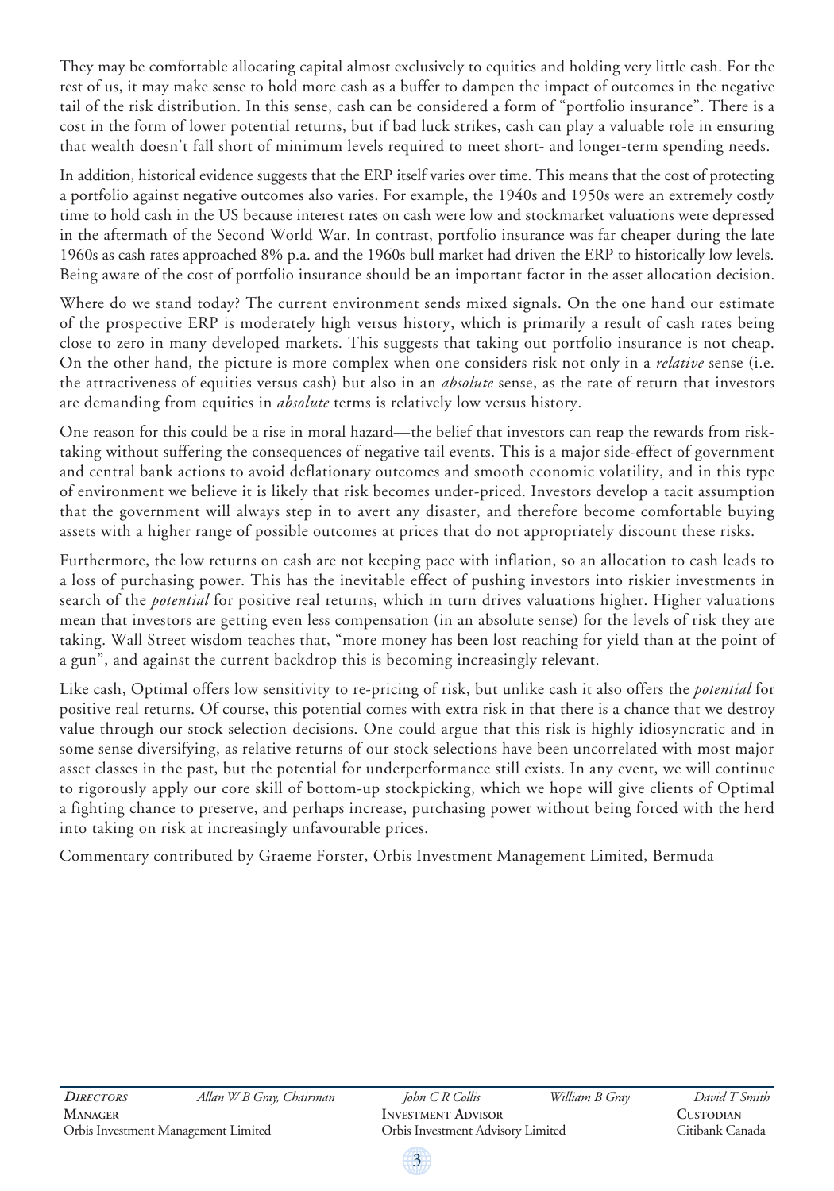They may be comfortable allocating capital almost exclusively to equities and holding very little cash. For the rest of us, it may make sense to hold more cash as a buffer to dampen the impact of outcomes in the negative tail of the risk distribution. In this sense, cash can be considered a form of "portfolio insurance". There is a cost in the form of lower potential returns, but if bad luck strikes, cash can play a valuable role in ensuring that wealth doesn't fall short of minimum levels required to meet short- and longer-term spending needs.

In addition, historical evidence suggests that the ERP itself varies over time. This means that the cost of protecting a portfolio against negative outcomes also varies. For example, the 1940s and 1950s were an extremely costly time to hold cash in the US because interest rates on cash were low and stockmarket valuations were depressed in the aftermath of the Second World War. In contrast, portfolio insurance was far cheaper during the late 1960s as cash rates approached 8% p.a. and the 1960s bull market had driven the ERP to historically low levels. Being aware of the cost of portfolio insurance should be an important factor in the asset allocation decision.

Where do we stand today? The current environment sends mixed signals. On the one hand our estimate of the prospective ERP is moderately high versus history, which is primarily a result of cash rates being close to zero in many developed markets. This suggests that taking out portfolio insurance is not cheap. On the other hand, the picture is more complex when one considers risk not only in a *relative* sense (i.e. the attractiveness of equities versus cash) but also in an *absolute* sense, as the rate of return that investors are demanding from equities in *absolute* terms is relatively low versus history.

One reason for this could be a rise in moral hazard—the belief that investors can reap the rewards from risk-taking without suffering the consequences of negative tail events. This is a major side-effect of government and central bank actions to avoid deflationary outcomes and smooth economic volatility, and in this type of environment we believe it is likely that risk becomes under-priced. Investors develop a tacit assumption that the government will always step in to avert any disaster, and therefore become comfortable buying assets with a higher range of possible outcomes at prices that do not appropriately discount these risks.

Furthermore, the low returns on cash are not keeping pace with inflation, so an allocation to cash leads to a loss of purchasing power. This has the inevitable effect of pushing investors into riskier investments in search of the *potential* for positive real returns, which in turn drives valuations higher. Higher valuations mean that investors are getting even less compensation (in an absolute sense) for the levels of risk they are taking. Wall Street wisdom teaches that, "more money has been lost reaching for yield than at the point of a gun", and against the current backdrop this is becoming increasingly relevant.

Like cash, Optimal offers low sensitivity to re-pricing of risk, but unlike cash it also offers the *potential* for positive real returns. Of course, this potential comes with extra risk in that there is a chance that we destroy value through our stock selection decisions. One could argue that this risk is highly idiosyncratic and in some sense diversifying, as relative returns of our stock selections have been uncorrelated with most major asset classes in the past, but the potential for underperformance still exists. In any event, we will continue to rigorously apply our core skill of bottom-up stockpicking, which we hope will give clients of Optimal a fighting chance to preserve, and perhaps increase, purchasing power without being forced with the herd into taking on risk at increasingly unfavourable prices.

Commentary contributed by Graeme Forster, Orbis Investment Management Limited, Bermuda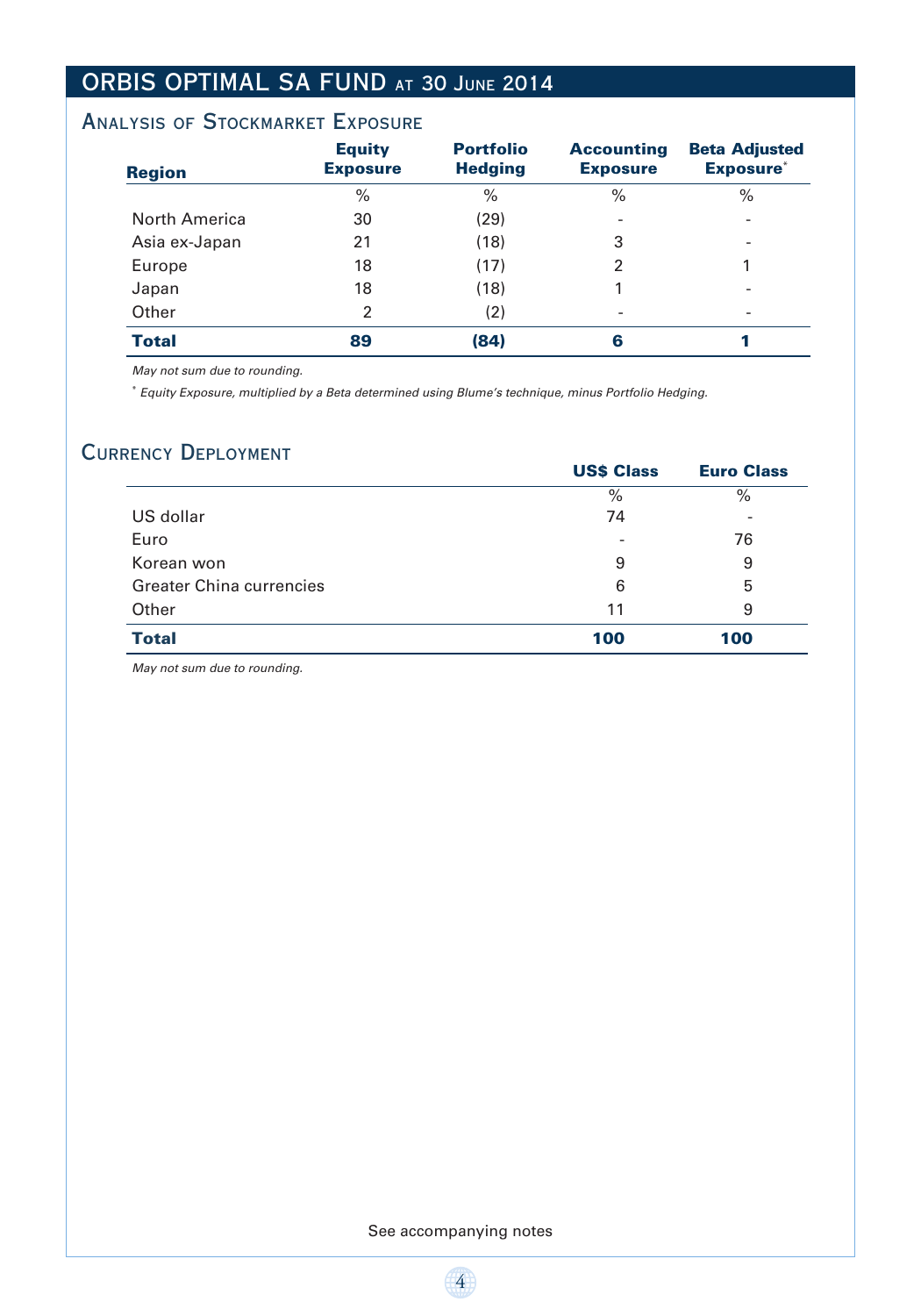# ORBIS OPTIMAL SA FUND AT 30 JUNE 2014

## Analysis of Stockmarket Exposure

| Region | Equity Exposure | Portfolio Hedging | Accounting Exposure | Beta Adjusted Exposure* |
|---|---|---|---|---|
| | % | % | % | % |
| North America | 30 | (29) | - | - |
| Asia ex-Japan | 21 | (18) | 3 | - |
| Europe | 18 | (17) | 2 | 1 |
| Japan | 18 | (18) | 1 | - |
| Other | 2 | (2) | - | - |
| **Total** | **89** | **(84)** | **6** | **1** |

*May not sum due to rounding.*

\* *Equity Exposure, multiplied by a Beta determined using Blume's technique, minus Portfolio Hedging.*

## Currency Deployment

| | US$ Class | Euro Class |
|---|---|---|
| | % | % |
| US dollar | 74 | - |
| Euro | - | 76 |
| Korean won | 9 | 9 |
| Greater China currencies | 6 | 5 |
| Other | 11 | 9 |
| **Total** | **100** | **100** |

*May not sum due to rounding.*

See accompanying notes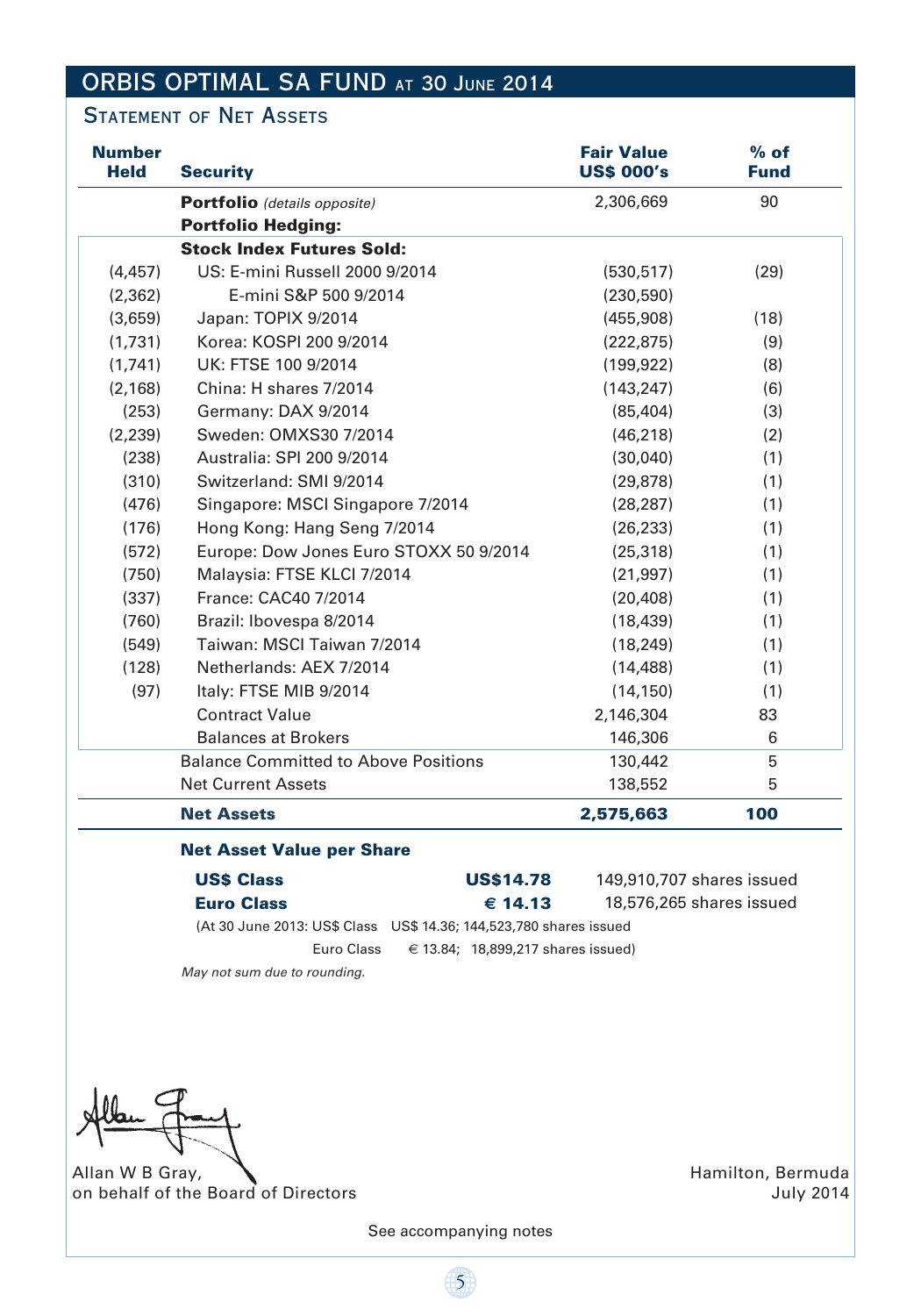# ORBIS OPTIMAL SA FUND AT 30 JUNE 2014

## STATEMENT OF NET ASSETS

| Number Held | Security | Fair Value US$ 000's | % of Fund |
|---|---|---|---|
| | **Portfolio** *(details opposite)* | 2,306,669 | 90 |
| | **Portfolio Hedging:** | | |
| | **Stock Index Futures Sold:** | | |
| (4,457) | US: E-mini Russell 2000 9/2014 | (530,517) | (29) |
| (2,362) | E-mini S&P 500 9/2014 | (230,590) | |
| (3,659) | Japan: TOPIX 9/2014 | (455,908) | (18) |
| (1,731) | Korea: KOSPI 200 9/2014 | (222,875) | (9) |
| (1,741) | UK: FTSE 100 9/2014 | (199,922) | (8) |
| (2,168) | China: H shares 7/2014 | (143,247) | (6) |
| (253) | Germany: DAX 9/2014 | (85,404) | (3) |
| (2,239) | Sweden: OMXS30 7/2014 | (46,218) | (2) |
| (238) | Australia: SPI 200 9/2014 | (30,040) | (1) |
| (310) | Switzerland: SMI 9/2014 | (29,878) | (1) |
| (476) | Singapore: MSCI Singapore 7/2014 | (28,287) | (1) |
| (176) | Hong Kong: Hang Seng 7/2014 | (26,233) | (1) |
| (572) | Europe: Dow Jones Euro STOXX 50 9/2014 | (25,318) | (1) |
| (750) | Malaysia: FTSE KLCI 7/2014 | (21,997) | (1) |
| (337) | France: CAC40 7/2014 | (20,408) | (1) |
| (760) | Brazil: Ibovespa 8/2014 | (18,439) | (1) |
| (549) | Taiwan: MSCI Taiwan 7/2014 | (18,249) | (1) |
| (128) | Netherlands: AEX 7/2014 | (14,488) | (1) |
| (97) | Italy: FTSE MIB 9/2014 | (14,150) | (1) |
| | Contract Value | 2,146,304 | 83 |
| | Balances at Brokers | 146,306 | 6 |
| | Balance Committed to Above Positions | 130,442 | 5 |
| | Net Current Assets | 138,552 | 5 |
| | **Net Assets** | **2,575,663** | **100** |

**Net Asset Value per Share**

| | | |
|---|---|---|
| **US$ Class** | **US$14.78** | 149,910,707 shares issued |
| **Euro Class** | **€ 14.13** | 18,576,265 shares issued |

(At 30 June 2013: US$ Class US$ 14.36; 144,523,780 shares issued
Euro Class € 13.84; 18,899,217 shares issued)

*May not sum due to rounding.*

Allan W B Gray,
on behalf of the Board of Directors

Hamilton, Bermuda
July 2014

See accompanying notes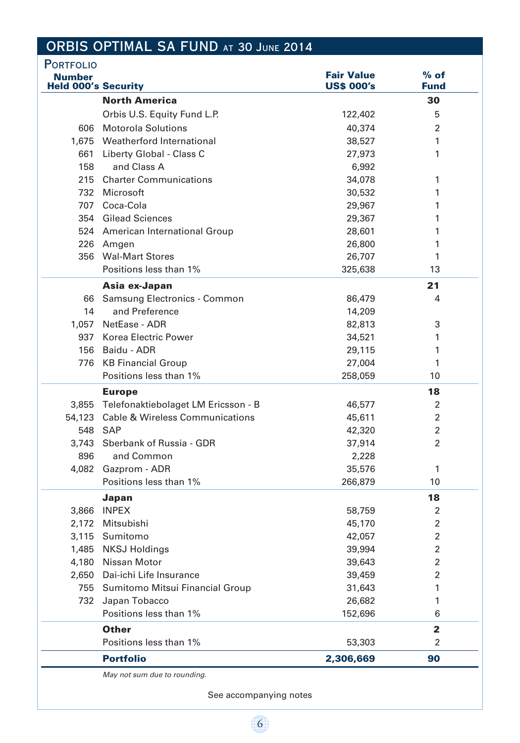# ORBIS OPTIMAL SA FUND AT 30 JUNE 2014

## PORTFOLIO

| Number Held 000's | Security | Fair Value US$ 000's | % of Fund |
|---|---|---|---|
| | **North America** | | **30** |
| | Orbis U.S. Equity Fund L.P. | 122,402 | 5 |
| 606 | Motorola Solutions | 40,374 | 2 |
| 1,675 | Weatherford International | 38,527 | 1 |
| 661 | Liberty Global - Class C | 27,973 | 1 |
| 158 | and Class A | 6,992 | |
| 215 | Charter Communications | 34,078 | 1 |
| 732 | Microsoft | 30,532 | 1 |
| 707 | Coca-Cola | 29,967 | 1 |
| 354 | Gilead Sciences | 29,367 | 1 |
| 524 | American International Group | 28,601 | 1 |
| 226 | Amgen | 26,800 | 1 |
| 356 | Wal-Mart Stores | 26,707 | 1 |
| | Positions less than 1% | 325,638 | 13 |
| | **Asia ex-Japan** | | **21** |
| 66 | Samsung Electronics - Common | 86,479 | 4 |
| 14 | and Preference | 14,209 | |
| 1,057 | NetEase - ADR | 82,813 | 3 |
| 937 | Korea Electric Power | 34,521 | 1 |
| 156 | Baidu - ADR | 29,115 | 1 |
| 776 | KB Financial Group | 27,004 | 1 |
| | Positions less than 1% | 258,059 | 10 |
| | **Europe** | | **18** |
| 3,855 | Telefonaktiebolaget LM Ericsson - B | 46,577 | 2 |
| 54,123 | Cable & Wireless Communications | 45,611 | 2 |
| 548 | SAP | 42,320 | 2 |
| 3,743 | Sberbank of Russia - GDR | 37,914 | 2 |
| 896 | and Common | 2,228 | |
| 4,082 | Gazprom - ADR | 35,576 | 1 |
| | Positions less than 1% | 266,879 | 10 |
| | **Japan** | | **18** |
| 3,866 | INPEX | 58,759 | 2 |
| 2,172 | Mitsubishi | 45,170 | 2 |
| 3,115 | Sumitomo | 42,057 | 2 |
| 1,485 | NKSJ Holdings | 39,994 | 2 |
| 4,180 | Nissan Motor | 39,643 | 2 |
| 2,650 | Dai-ichi Life Insurance | 39,459 | 2 |
| 755 | Sumitomo Mitsui Financial Group | 31,643 | 1 |
| 732 | Japan Tobacco | 26,682 | 1 |
| | Positions less than 1% | 152,696 | 6 |
| | **Other** | | **2** |
| | Positions less than 1% | 53,303 | 2 |
| | **Portfolio** | **2,306,669** | **90** |

*May not sum due to rounding.*

See accompanying notes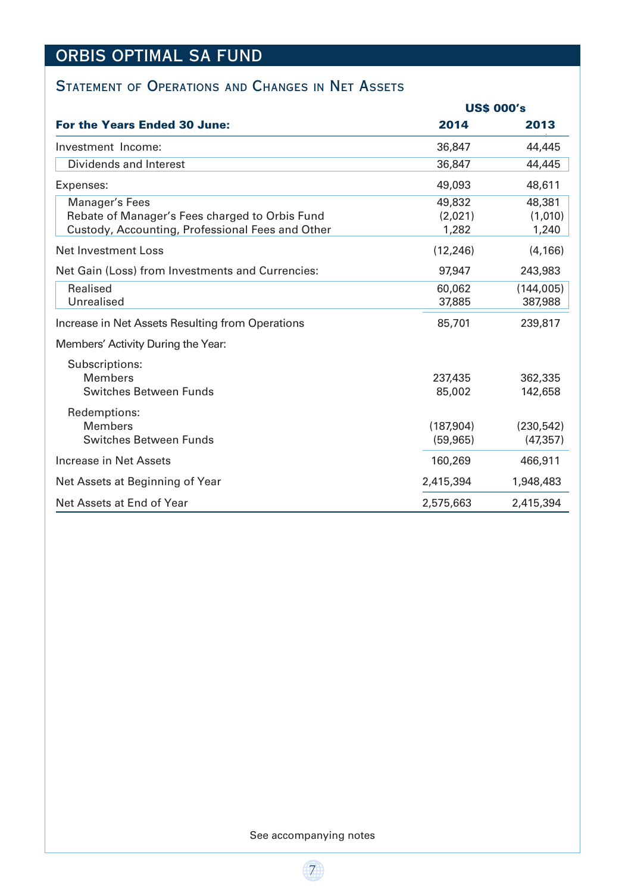# ORBIS OPTIMAL SA FUND

## Statement of Operations and Changes in Net Assets

| For the Years Ended 30 June: | US$ 000's 2014 | US$ 000's 2013 |
|---|---|---|
| Investment Income: | 36,847 | 44,445 |
| Dividends and Interest | 36,847 | 44,445 |
| Expenses: | 49,093 | 48,611 |
| Manager's Fees | 49,832 | 48,381 |
| Rebate of Manager's Fees charged to Orbis Fund | (2,021) | (1,010) |
| Custody, Accounting, Professional Fees and Other | 1,282 | 1,240 |
| Net Investment Loss | (12,246) | (4,166) |
| Net Gain (Loss) from Investments and Currencies: | 97,947 | 243,983 |
| Realised | 60,062 | (144,005) |
| Unrealised | 37,885 | 387,988 |
| Increase in Net Assets Resulting from Operations | 85,701 | 239,817 |
| Members' Activity During the Year: | | |
| Subscriptions: | | |
| Members | 237,435 | 362,335 |
| Switches Between Funds | 85,002 | 142,658 |
| Redemptions: | | |
| Members | (187,904) | (230,542) |
| Switches Between Funds | (59,965) | (47,357) |
| Increase in Net Assets | 160,269 | 466,911 |
| Net Assets at Beginning of Year | 2,415,394 | 1,948,483 |
| Net Assets at End of Year | 2,575,663 | 2,415,394 |

See accompanying notes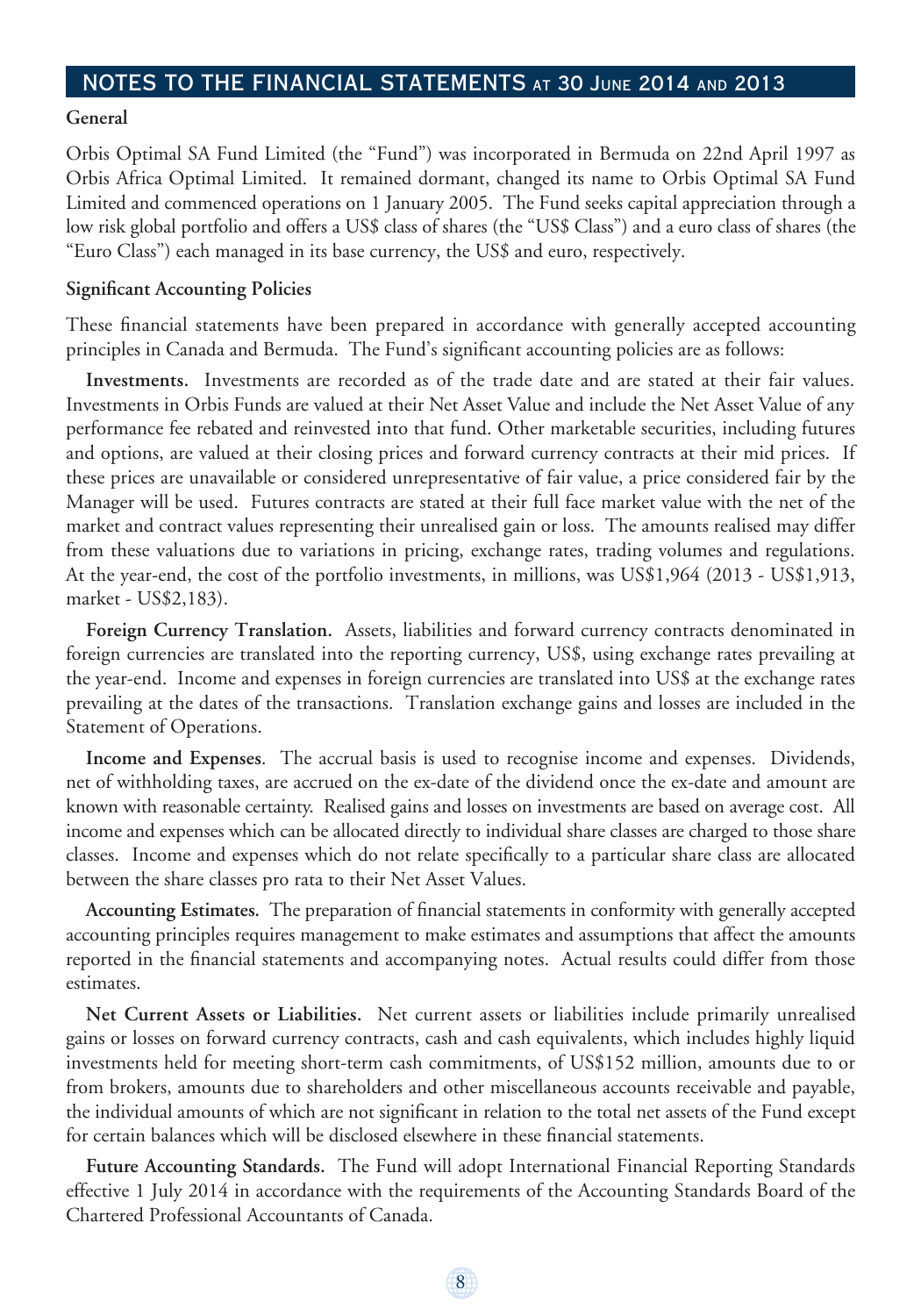## NOTES TO THE FINANCIAL STATEMENTS AT 30 JUNE 2014 AND 2013

**General**

Orbis Optimal SA Fund Limited (the "Fund") was incorporated in Bermuda on 22nd April 1997 as Orbis Africa Optimal Limited. It remained dormant, changed its name to Orbis Optimal SA Fund Limited and commenced operations on 1 January 2005. The Fund seeks capital appreciation through a low risk global portfolio and offers a US$ class of shares (the "US$ Class") and a euro class of shares (the "Euro Class") each managed in its base currency, the US$ and euro, respectively.

**Significant Accounting Policies**

These financial statements have been prepared in accordance with generally accepted accounting principles in Canada and Bermuda. The Fund's significant accounting policies are as follows:

**Investments.** Investments are recorded as of the trade date and are stated at their fair values. Investments in Orbis Funds are valued at their Net Asset Value and include the Net Asset Value of any performance fee rebated and reinvested into that fund. Other marketable securities, including futures and options, are valued at their closing prices and forward currency contracts at their mid prices. If these prices are unavailable or considered unrepresentative of fair value, a price considered fair by the Manager will be used. Futures contracts are stated at their full face market value with the net of the market and contract values representing their unrealised gain or loss. The amounts realised may differ from these valuations due to variations in pricing, exchange rates, trading volumes and regulations. At the year-end, the cost of the portfolio investments, in millions, was US$1,964 (2013 - US$1,913, market - US$2,183).

**Foreign Currency Translation.** Assets, liabilities and forward currency contracts denominated in foreign currencies are translated into the reporting currency, US$, using exchange rates prevailing at the year-end. Income and expenses in foreign currencies are translated into US$ at the exchange rates prevailing at the dates of the transactions. Translation exchange gains and losses are included in the Statement of Operations.

**Income and Expenses**. The accrual basis is used to recognise income and expenses. Dividends, net of withholding taxes, are accrued on the ex-date of the dividend once the ex-date and amount are known with reasonable certainty. Realised gains and losses on investments are based on average cost. All income and expenses which can be allocated directly to individual share classes are charged to those share classes. Income and expenses which do not relate specifically to a particular share class are allocated between the share classes pro rata to their Net Asset Values.

**Accounting Estimates.** The preparation of financial statements in conformity with generally accepted accounting principles requires management to make estimates and assumptions that affect the amounts reported in the financial statements and accompanying notes. Actual results could differ from those estimates.

**Net Current Assets or Liabilities.** Net current assets or liabilities include primarily unrealised gains or losses on forward currency contracts, cash and cash equivalents, which includes highly liquid investments held for meeting short-term cash commitments, of US$152 million, amounts due to or from brokers, amounts due to shareholders and other miscellaneous accounts receivable and payable, the individual amounts of which are not significant in relation to the total net assets of the Fund except for certain balances which will be disclosed elsewhere in these financial statements.

**Future Accounting Standards.** The Fund will adopt International Financial Reporting Standards effective 1 July 2014 in accordance with the requirements of the Accounting Standards Board of the Chartered Professional Accountants of Canada.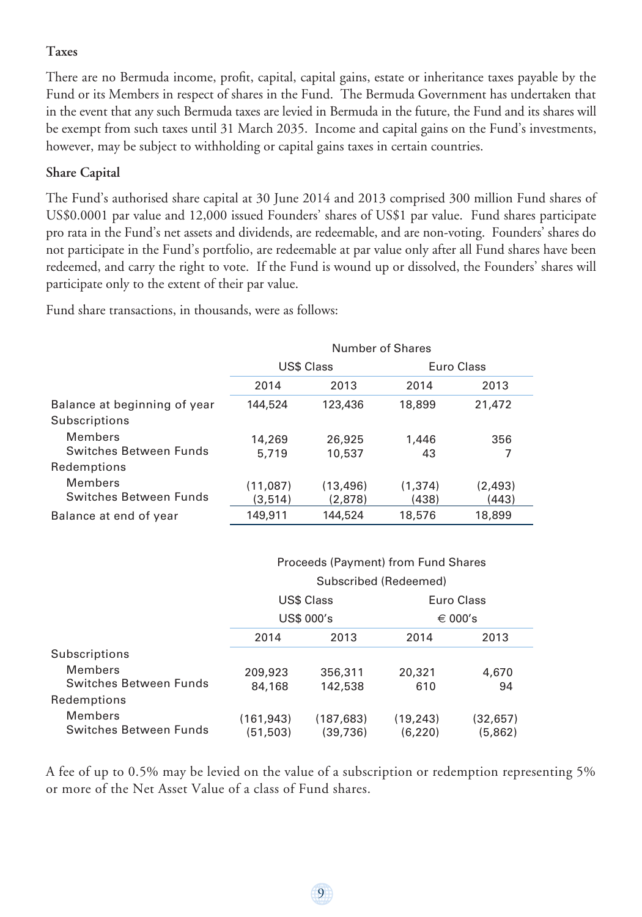### Taxes

There are no Bermuda income, profit, capital, capital gains, estate or inheritance taxes payable by the Fund or its Members in respect of shares in the Fund. The Bermuda Government has undertaken that in the event that any such Bermuda taxes are levied in Bermuda in the future, the Fund and its shares will be exempt from such taxes until 31 March 2035. Income and capital gains on the Fund's investments, however, may be subject to withholding or capital gains taxes in certain countries.

### Share Capital

The Fund's authorised share capital at 30 June 2014 and 2013 comprised 300 million Fund shares of US$0.0001 par value and 12,000 issued Founders' shares of US$1 par value. Fund shares participate pro rata in the Fund's net assets and dividends, are redeemable, and are non-voting. Founders' shares do not participate in the Fund's portfolio, are redeemable at par value only after all Fund shares have been redeemed, and carry the right to vote. If the Fund is wound up or dissolved, the Founders' shares will participate only to the extent of their par value.

Fund share transactions, in thousands, were as follows:

| | Number of Shares | | | |
|---|---|---|---|---|
| | US$ Class | | Euro Class | |
| | 2014 | 2013 | 2014 | 2013 |
| Balance at beginning of year | 144,524 | 123,436 | 18,899 | 21,472 |
| Subscriptions | | | | |
| Members | 14,269 | 26,925 | 1,446 | 356 |
| Switches Between Funds | 5,719 | 10,537 | 43 | 7 |
| Redemptions | | | | |
| Members | (11,087) | (13,496) | (1,374) | (2,493) |
| Switches Between Funds | (3,514) | (2,878) | (438) | (443) |
| Balance at end of year | 149,911 | 144,524 | 18,576 | 18,899 |

| | Proceeds (Payment) from Fund Shares Subscribed (Redeemed) | | | |
|---|---|---|---|---|
| | US$ Class | | Euro Class | |
| | US$ 000's | | € 000's | |
| | 2014 | 2013 | 2014 | 2013 |
| Subscriptions | | | | |
| Members | 209,923 | 356,311 | 20,321 | 4,670 |
| Switches Between Funds | 84,168 | 142,538 | 610 | 94 |
| Redemptions | | | | |
| Members | (161,943) | (187,683) | (19,243) | (32,657) |
| Switches Between Funds | (51,503) | (39,736) | (6,220) | (5,862) |

A fee of up to 0.5% may be levied on the value of a subscription or redemption representing 5% or more of the Net Asset Value of a class of Fund shares.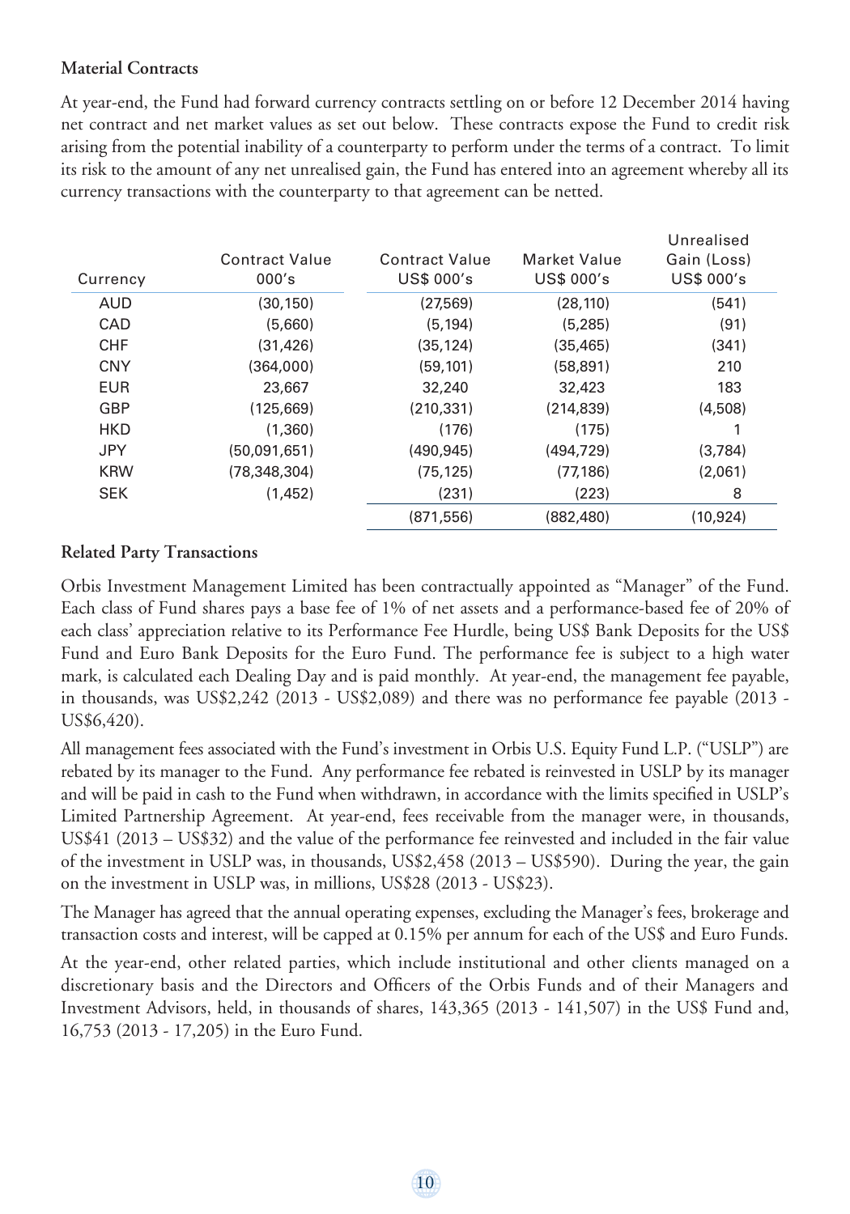**Material Contracts**

At year-end, the Fund had forward currency contracts settling on or before 12 December 2014 having net contract and net market values as set out below. These contracts expose the Fund to credit risk arising from the potential inability of a counterparty to perform under the terms of a contract. To limit its risk to the amount of any net unrealised gain, the Fund has entered into an agreement whereby all its currency transactions with the counterparty to that agreement can be netted.

| Currency | Contract Value 000's | Contract Value US$ 000's | Market Value US$ 000's | Unrealised Gain (Loss) US$ 000's |
|---|---|---|---|---|
| AUD | (30,150) | (27,569) | (28,110) | (541) |
| CAD | (5,660) | (5,194) | (5,285) | (91) |
| CHF | (31,426) | (35,124) | (35,465) | (341) |
| CNY | (364,000) | (59,101) | (58,891) | 210 |
| EUR | 23,667 | 32,240 | 32,423 | 183 |
| GBP | (125,669) | (210,331) | (214,839) | (4,508) |
| HKD | (1,360) | (176) | (175) | 1 |
| JPY | (50,091,651) | (490,945) | (494,729) | (3,784) |
| KRW | (78,348,304) | (75,125) | (77,186) | (2,061) |
| SEK | (1,452) | (231) | (223) | 8 |
| | | (871,556) | (882,480) | (10,924) |

**Related Party Transactions**

Orbis Investment Management Limited has been contractually appointed as "Manager" of the Fund. Each class of Fund shares pays a base fee of 1% of net assets and a performance-based fee of 20% of each class' appreciation relative to its Performance Fee Hurdle, being US$ Bank Deposits for the US$ Fund and Euro Bank Deposits for the Euro Fund. The performance fee is subject to a high water mark, is calculated each Dealing Day and is paid monthly. At year-end, the management fee payable, in thousands, was US$2,242 (2013 - US$2,089) and there was no performance fee payable (2013 - US$6,420).

All management fees associated with the Fund's investment in Orbis U.S. Equity Fund L.P. ("USLP") are rebated by its manager to the Fund. Any performance fee rebated is reinvested in USLP by its manager and will be paid in cash to the Fund when withdrawn, in accordance with the limits specified in USLP's Limited Partnership Agreement. At year-end, fees receivable from the manager were, in thousands, US$41 (2013 – US$32) and the value of the performance fee reinvested and included in the fair value of the investment in USLP was, in thousands, US$2,458 (2013 – US$590). During the year, the gain on the investment in USLP was, in millions, US$28 (2013 - US$23).

The Manager has agreed that the annual operating expenses, excluding the Manager's fees, brokerage and transaction costs and interest, will be capped at 0.15% per annum for each of the US$ and Euro Funds.

At the year-end, other related parties, which include institutional and other clients managed on a discretionary basis and the Directors and Officers of the Orbis Funds and of their Managers and Investment Advisors, held, in thousands of shares, 143,365 (2013 - 141,507) in the US$ Fund and, 16,753 (2013 - 17,205) in the Euro Fund.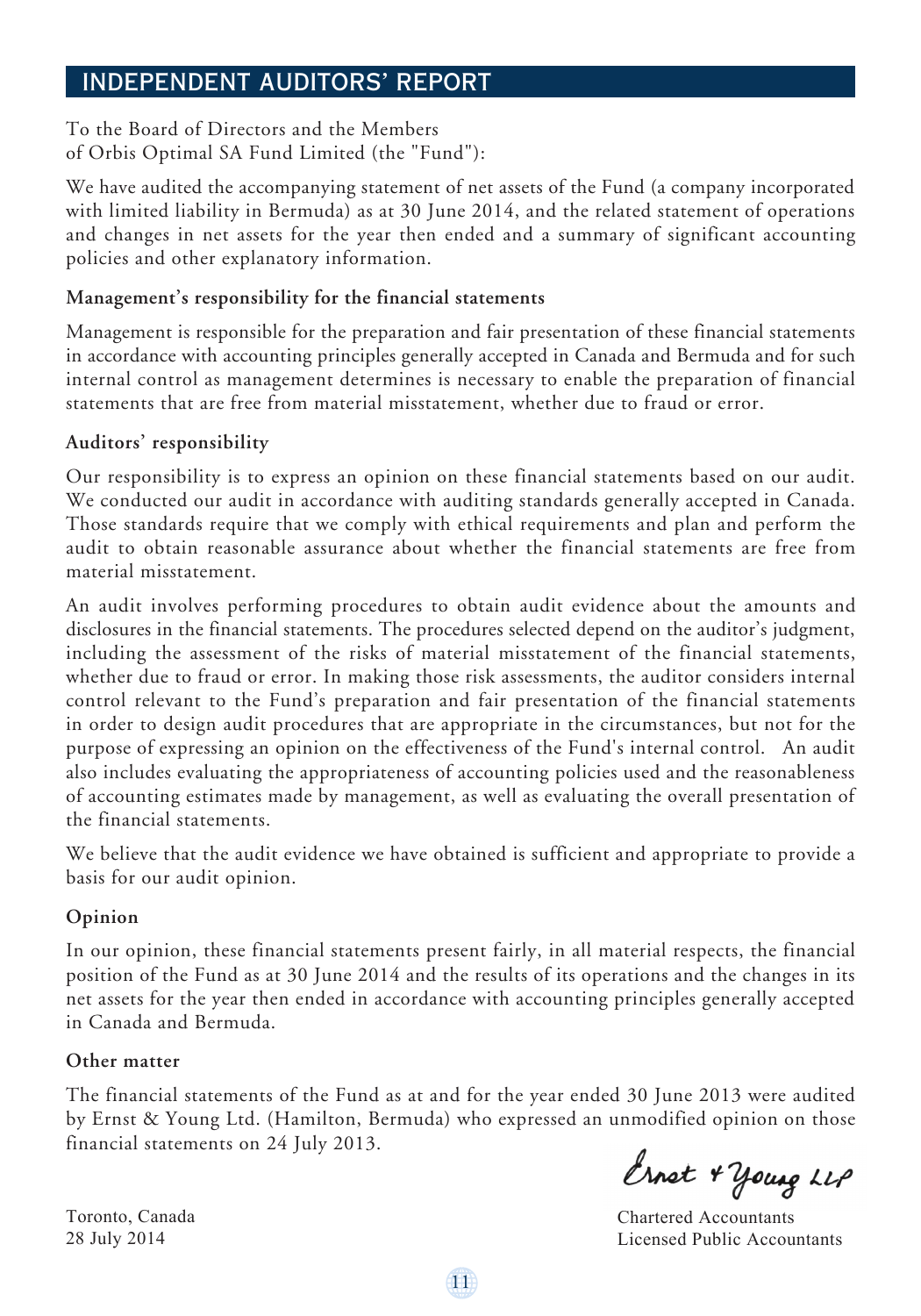# INDEPENDENT AUDITORS' REPORT

To the Board of Directors and the Members
of Orbis Optimal SA Fund Limited (the "Fund"):

We have audited the accompanying statement of net assets of the Fund (a company incorporated with limited liability in Bermuda) as at 30 June 2014, and the related statement of operations and changes in net assets for the year then ended and a summary of significant accounting policies and other explanatory information.

**Management's responsibility for the financial statements**

Management is responsible for the preparation and fair presentation of these financial statements in accordance with accounting principles generally accepted in Canada and Bermuda and for such internal control as management determines is necessary to enable the preparation of financial statements that are free from material misstatement, whether due to fraud or error.

**Auditors' responsibility**

Our responsibility is to express an opinion on these financial statements based on our audit. We conducted our audit in accordance with auditing standards generally accepted in Canada. Those standards require that we comply with ethical requirements and plan and perform the audit to obtain reasonable assurance about whether the financial statements are free from material misstatement.

An audit involves performing procedures to obtain audit evidence about the amounts and disclosures in the financial statements. The procedures selected depend on the auditor's judgment, including the assessment of the risks of material misstatement of the financial statements, whether due to fraud or error. In making those risk assessments, the auditor considers internal control relevant to the Fund's preparation and fair presentation of the financial statements in order to design audit procedures that are appropriate in the circumstances, but not for the purpose of expressing an opinion on the effectiveness of the Fund's internal control. An audit also includes evaluating the appropriateness of accounting policies used and the reasonableness of accounting estimates made by management, as well as evaluating the overall presentation of the financial statements.

We believe that the audit evidence we have obtained is sufficient and appropriate to provide a basis for our audit opinion.

**Opinion**

In our opinion, these financial statements present fairly, in all material respects, the financial position of the Fund as at 30 June 2014 and the results of its operations and the changes in its net assets for the year then ended in accordance with accounting principles generally accepted in Canada and Bermuda.

**Other matter**

The financial statements of the Fund as at and for the year ended 30 June 2013 were audited by Ernst & Young Ltd. (Hamilton, Bermuda) who expressed an unmodified opinion on those financial statements on 24 July 2013.

Ernst & Young LLP

Toronto, Canada
28 July 2014

Chartered Accountants
Licensed Public Accountants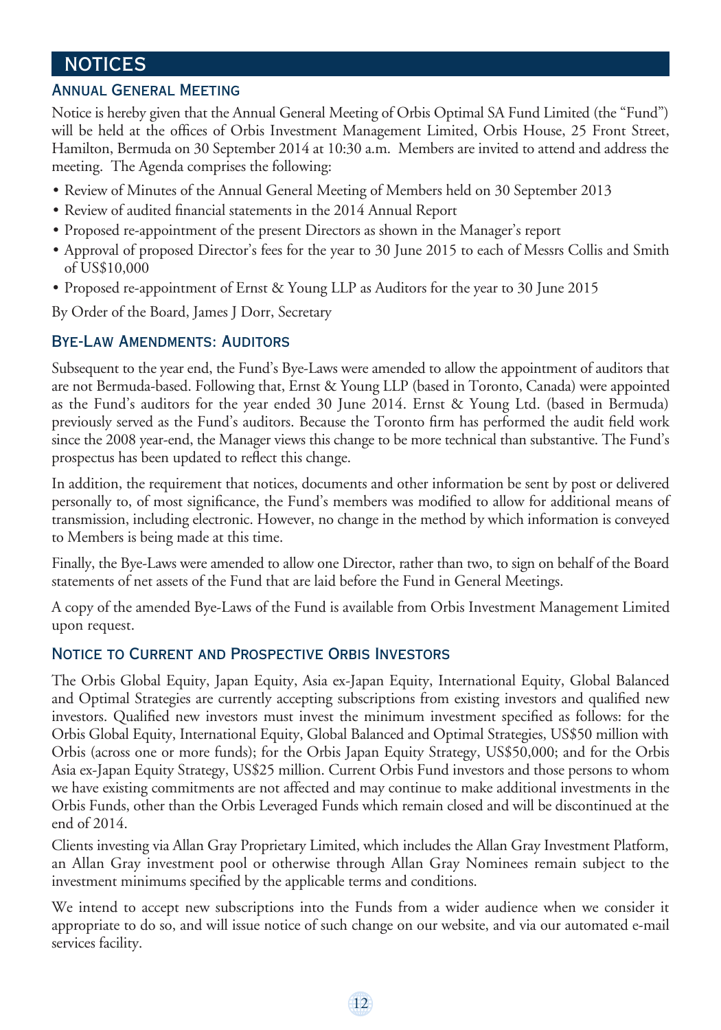# NOTICES

## Annual General Meeting

Notice is hereby given that the Annual General Meeting of Orbis Optimal SA Fund Limited (the "Fund") will be held at the offices of Orbis Investment Management Limited, Orbis House, 25 Front Street, Hamilton, Bermuda on 30 September 2014 at 10:30 a.m. Members are invited to attend and address the meeting. The Agenda comprises the following:

- Review of Minutes of the Annual General Meeting of Members held on 30 September 2013
- Review of audited financial statements in the 2014 Annual Report
- Proposed re-appointment of the present Directors as shown in the Manager's report
- Approval of proposed Director's fees for the year to 30 June 2015 to each of Messrs Collis and Smith of US$10,000
- Proposed re-appointment of Ernst & Young LLP as Auditors for the year to 30 June 2015

By Order of the Board, James J Dorr, Secretary

## Bye-Law Amendments: Auditors

Subsequent to the year end, the Fund's Bye-Laws were amended to allow the appointment of auditors that are not Bermuda-based. Following that, Ernst & Young LLP (based in Toronto, Canada) were appointed as the Fund's auditors for the year ended 30 June 2014. Ernst & Young Ltd. (based in Bermuda) previously served as the Fund's auditors. Because the Toronto firm has performed the audit field work since the 2008 year-end, the Manager views this change to be more technical than substantive. The Fund's prospectus has been updated to reflect this change.

In addition, the requirement that notices, documents and other information be sent by post or delivered personally to, of most significance, the Fund's members was modified to allow for additional means of transmission, including electronic. However, no change in the method by which information is conveyed to Members is being made at this time.

Finally, the Bye-Laws were amended to allow one Director, rather than two, to sign on behalf of the Board statements of net assets of the Fund that are laid before the Fund in General Meetings.

A copy of the amended Bye-Laws of the Fund is available from Orbis Investment Management Limited upon request.

## Notice to Current and Prospective Orbis Investors

The Orbis Global Equity, Japan Equity, Asia ex-Japan Equity, International Equity, Global Balanced and Optimal Strategies are currently accepting subscriptions from existing investors and qualified new investors. Qualified new investors must invest the minimum investment specified as follows: for the Orbis Global Equity, International Equity, Global Balanced and Optimal Strategies, US$50 million with Orbis (across one or more funds); for the Orbis Japan Equity Strategy, US$50,000; and for the Orbis Asia ex-Japan Equity Strategy, US$25 million. Current Orbis Fund investors and those persons to whom we have existing commitments are not affected and may continue to make additional investments in the Orbis Funds, other than the Orbis Leveraged Funds which remain closed and will be discontinued at the end of 2014.

Clients investing via Allan Gray Proprietary Limited, which includes the Allan Gray Investment Platform, an Allan Gray investment pool or otherwise through Allan Gray Nominees remain subject to the investment minimums specified by the applicable terms and conditions.

We intend to accept new subscriptions into the Funds from a wider audience when we consider it appropriate to do so, and will issue notice of such change on our website, and via our automated e-mail services facility.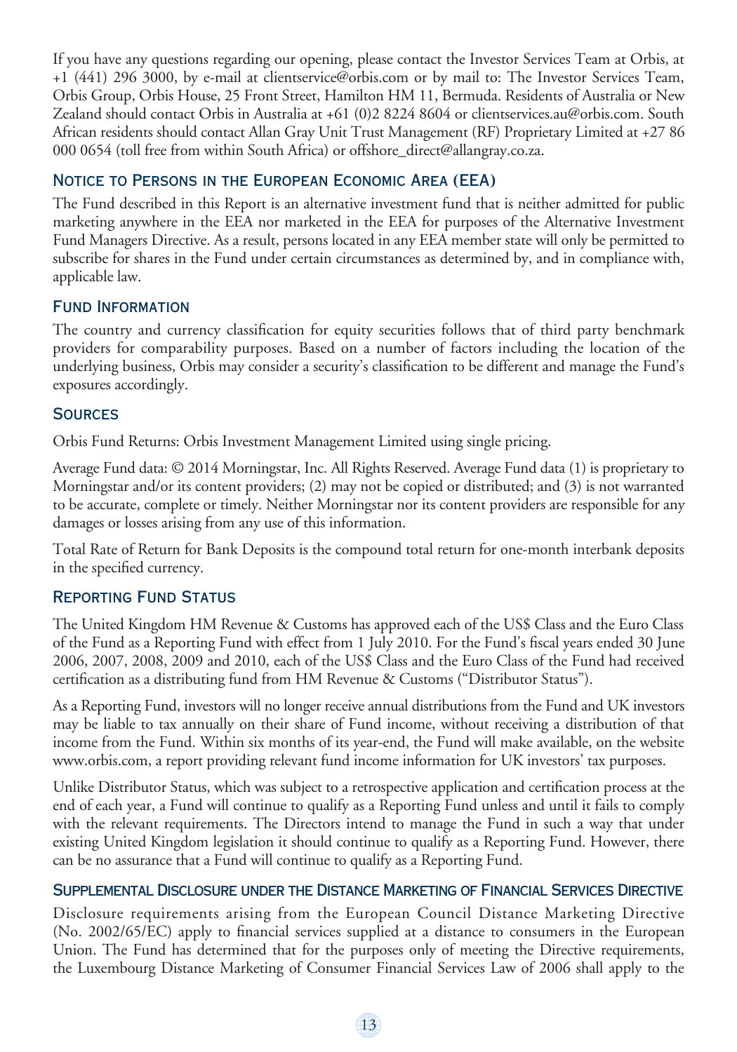If you have any questions regarding our opening, please contact the Investor Services Team at Orbis, at +1 (441) 296 3000, by e-mail at clientservice@orbis.com or by mail to: The Investor Services Team, Orbis Group, Orbis House, 25 Front Street, Hamilton HM 11, Bermuda. Residents of Australia or New Zealand should contact Orbis in Australia at +61 (0)2 8224 8604 or clientservices.au@orbis.com. South African residents should contact Allan Gray Unit Trust Management (RF) Proprietary Limited at +27 86 000 0654 (toll free from within South Africa) or offshore_direct@allangray.co.za.

## Notice to Persons in the European Economic Area (EEA)

The Fund described in this Report is an alternative investment fund that is neither admitted for public marketing anywhere in the EEA nor marketed in the EEA for purposes of the Alternative Investment Fund Managers Directive. As a result, persons located in any EEA member state will only be permitted to subscribe for shares in the Fund under certain circumstances as determined by, and in compliance with, applicable law.

## Fund Information

The country and currency classification for equity securities follows that of third party benchmark providers for comparability purposes. Based on a number of factors including the location of the underlying business, Orbis may consider a security's classification to be different and manage the Fund's exposures accordingly.

## Sources

Orbis Fund Returns: Orbis Investment Management Limited using single pricing.

Average Fund data: © 2014 Morningstar, Inc. All Rights Reserved. Average Fund data (1) is proprietary to Morningstar and/or its content providers; (2) may not be copied or distributed; and (3) is not warranted to be accurate, complete or timely. Neither Morningstar nor its content providers are responsible for any damages or losses arising from any use of this information.

Total Rate of Return for Bank Deposits is the compound total return for one-month interbank deposits in the specified currency.

## Reporting Fund Status

The United Kingdom HM Revenue & Customs has approved each of the US$ Class and the Euro Class of the Fund as a Reporting Fund with effect from 1 July 2010. For the Fund's fiscal years ended 30 June 2006, 2007, 2008, 2009 and 2010, each of the US$ Class and the Euro Class of the Fund had received certification as a distributing fund from HM Revenue & Customs ("Distributor Status").

As a Reporting Fund, investors will no longer receive annual distributions from the Fund and UK investors may be liable to tax annually on their share of Fund income, without receiving a distribution of that income from the Fund. Within six months of its year-end, the Fund will make available, on the website www.orbis.com, a report providing relevant fund income information for UK investors' tax purposes.

Unlike Distributor Status, which was subject to a retrospective application and certification process at the end of each year, a Fund will continue to qualify as a Reporting Fund unless and until it fails to comply with the relevant requirements. The Directors intend to manage the Fund in such a way that under existing United Kingdom legislation it should continue to qualify as a Reporting Fund. However, there can be no assurance that a Fund will continue to qualify as a Reporting Fund.

## Supplemental Disclosure under the Distance Marketing of Financial Services Directive

Disclosure requirements arising from the European Council Distance Marketing Directive (No. 2002/65/EC) apply to financial services supplied at a distance to consumers in the European Union. The Fund has determined that for the purposes only of meeting the Directive requirements, the Luxembourg Distance Marketing of Consumer Financial Services Law of 2006 shall apply to the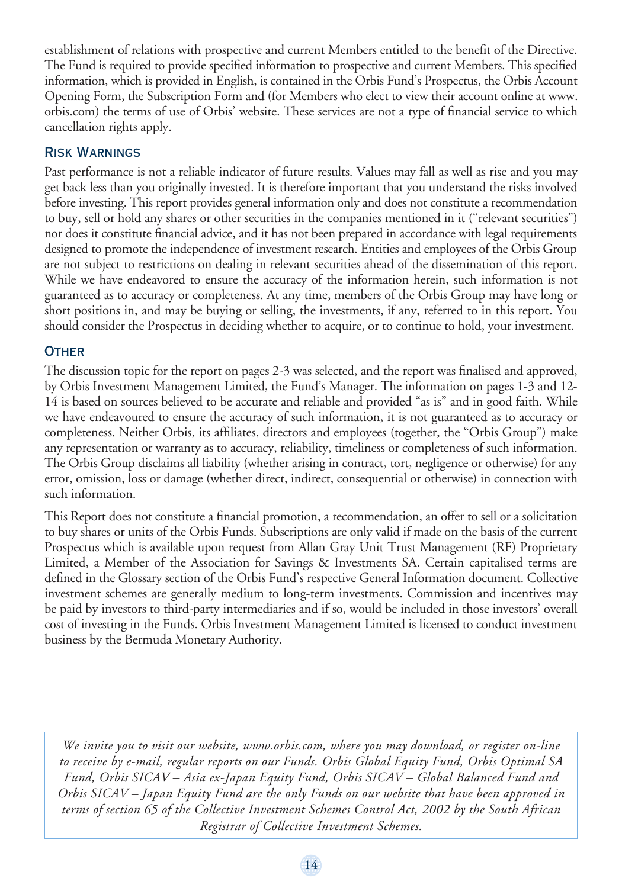establishment of relations with prospective and current Members entitled to the benefit of the Directive. The Fund is required to provide specified information to prospective and current Members. This specified information, which is provided in English, is contained in the Orbis Fund's Prospectus, the Orbis Account Opening Form, the Subscription Form and (for Members who elect to view their account online at www.orbis.com) the terms of use of Orbis' website. These services are not a type of financial service to which cancellation rights apply.

## Risk Warnings

Past performance is not a reliable indicator of future results. Values may fall as well as rise and you may get back less than you originally invested. It is therefore important that you understand the risks involved before investing. This report provides general information only and does not constitute a recommendation to buy, sell or hold any shares or other securities in the companies mentioned in it ("relevant securities") nor does it constitute financial advice, and it has not been prepared in accordance with legal requirements designed to promote the independence of investment research. Entities and employees of the Orbis Group are not subject to restrictions on dealing in relevant securities ahead of the dissemination of this report. While we have endeavored to ensure the accuracy of the information herein, such information is not guaranteed as to accuracy or completeness. At any time, members of the Orbis Group may have long or short positions in, and may be buying or selling, the investments, if any, referred to in this report. You should consider the Prospectus in deciding whether to acquire, or to continue to hold, your investment.

## Other

The discussion topic for the report on pages 2-3 was selected, and the report was finalised and approved, by Orbis Investment Management Limited, the Fund's Manager. The information on pages 1-3 and 12-14 is based on sources believed to be accurate and reliable and provided "as is" and in good faith. While we have endeavoured to ensure the accuracy of such information, it is not guaranteed as to accuracy or completeness. Neither Orbis, its affiliates, directors and employees (together, the "Orbis Group") make any representation or warranty as to accuracy, reliability, timeliness or completeness of such information. The Orbis Group disclaims all liability (whether arising in contract, tort, negligence or otherwise) for any error, omission, loss or damage (whether direct, indirect, consequential or otherwise) in connection with such information.

This Report does not constitute a financial promotion, a recommendation, an offer to sell or a solicitation to buy shares or units of the Orbis Funds. Subscriptions are only valid if made on the basis of the current Prospectus which is available upon request from Allan Gray Unit Trust Management (RF) Proprietary Limited, a Member of the Association for Savings & Investments SA. Certain capitalised terms are defined in the Glossary section of the Orbis Fund's respective General Information document. Collective investment schemes are generally medium to long-term investments. Commission and incentives may be paid by investors to third-party intermediaries and if so, would be included in those investors' overall cost of investing in the Funds. Orbis Investment Management Limited is licensed to conduct investment business by the Bermuda Monetary Authority.

*We invite you to visit our website, www.orbis.com, where you may download, or register on-line to receive by e-mail, regular reports on our Funds. Orbis Global Equity Fund, Orbis Optimal SA Fund, Orbis SICAV – Asia ex-Japan Equity Fund, Orbis SICAV – Global Balanced Fund and Orbis SICAV – Japan Equity Fund are the only Funds on our website that have been approved in terms of section 65 of the Collective Investment Schemes Control Act, 2002 by the South African Registrar of Collective Investment Schemes.*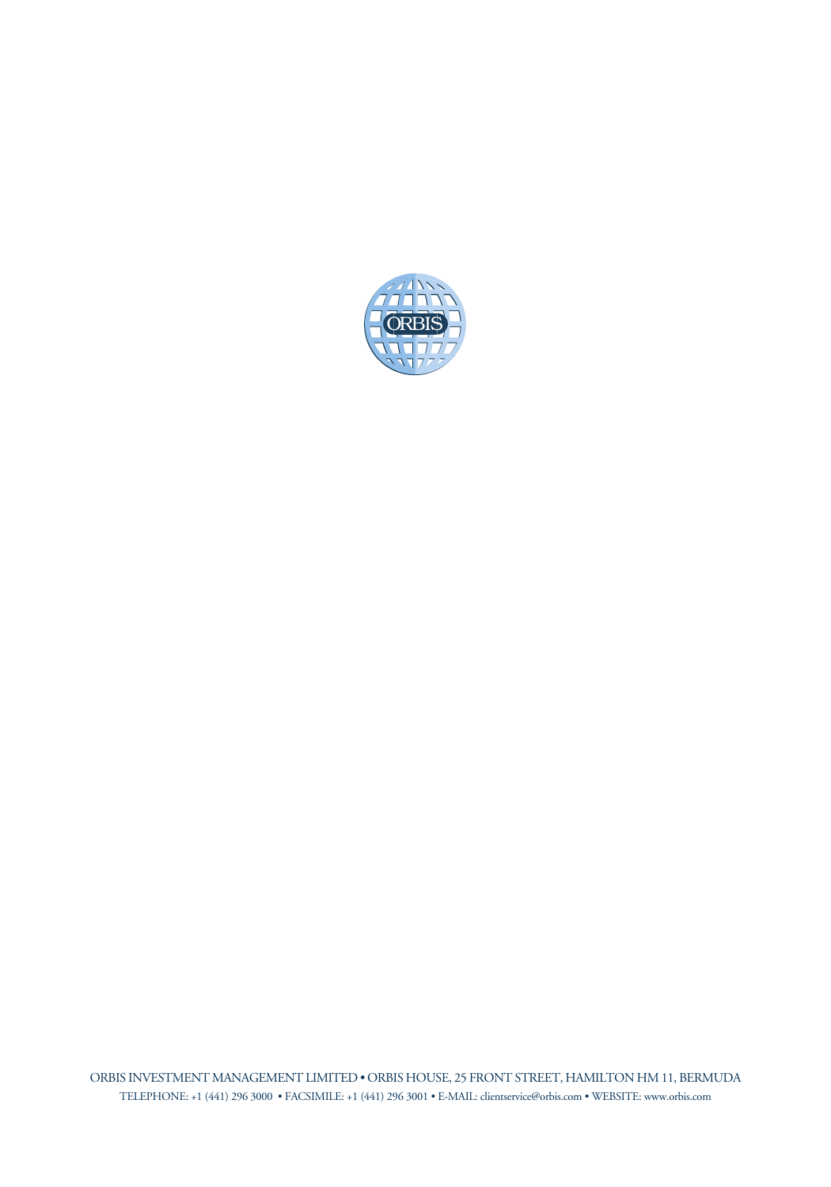ORBIS

ORBIS INVESTMENT MANAGEMENT LIMITED • ORBIS HOUSE, 25 FRONT STREET, HAMILTON HM 11, BERMUDA

TELEPHONE: +1 (441) 296 3000 • FACSIMILE: +1 (441) 296 3001 • E-MAIL: clientservice@orbis.com • WEBSITE: www.orbis.com